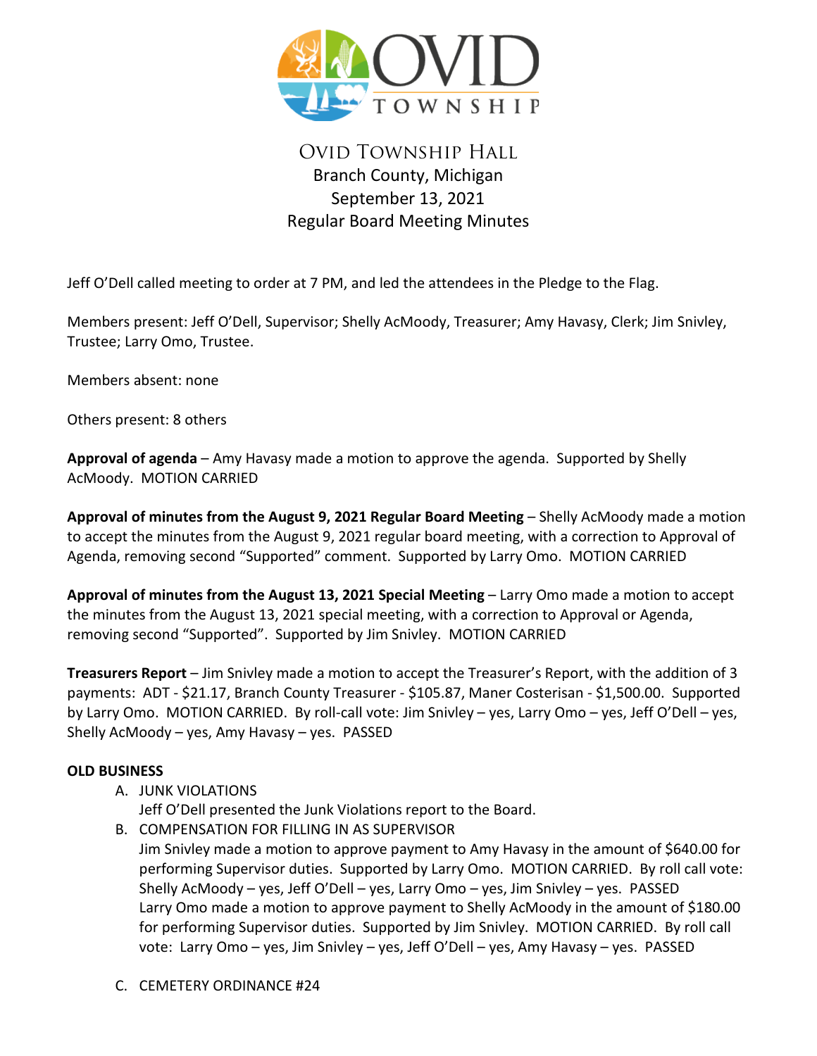# Ovid Township Hall

Branch County, Michigan

September 13, 2021

Regular Board Meeting Minutes

Jeff O'Dell called meeting to order at 7 PM, and led the attendees in the Pledge to the Flag.

Members present: Jeff O'Dell, Supervisor; Shelly AcMoody, Treasurer; Amy Havasy, Clerk; Jim Snivley, Trustee; Larry Omo, Trustee.

Members absent: none

Others present: 8 others

**Approval of agenda** – Amy Havasy made a motion to approve the agenda. Supported by Shelly AcMoody. MOTION CARRIED

**Approval of minutes from the August 9, 2021 Regular Board Meeting** – Shelly AcMoody made a motion to accept the minutes from the August 9, 2021 regular board meeting, with a correction to Approval of Agenda, removing second "Supported" comment. Supported by Larry Omo. MOTION CARRIED

**Approval of minutes from the August 13, 2021 Special Meeting** – Larry Omo made a motion to accept the minutes from the August 13, 2021 special meeting, with a correction to Approval or Agenda, removing second "Supported". Supported by Jim Snivley. MOTION CARRIED

**Treasurers Report** – Jim Snivley made a motion to accept the Treasurer's Report, with the addition of 3 payments: ADT - $21.17, Branch County Treasurer - $105.87, Maner Costerisan - $1,500.00. Supported by Larry Omo. MOTION CARRIED. By roll-call vote: Jim Snivley – yes, Larry Omo – yes, Jeff O'Dell – yes, Shelly AcMoody – yes, Amy Havasy – yes. PASSED

**OLD BUSINESS**

A. JUNK VIOLATIONS

Jeff O'Dell presented the Junk Violations report to the Board.

B. COMPENSATION FOR FILLING IN AS SUPERVISOR

Jim Snivley made a motion to approve payment to Amy Havasy in the amount of $640.00 for performing Supervisor duties. Supported by Larry Omo. MOTION CARRIED. By roll call vote: Shelly AcMoody – yes, Jeff O'Dell – yes, Larry Omo – yes, Jim Snivley – yes. PASSED

Larry Omo made a motion to approve payment to Shelly AcMoody in the amount of $180.00 for performing Supervisor duties. Supported by Jim Snivley. MOTION CARRIED. By roll call vote: Larry Omo – yes, Jim Snivley – yes, Jeff O'Dell – yes, Amy Havasy – yes. PASSED

C. CEMETERY ORDINANCE #24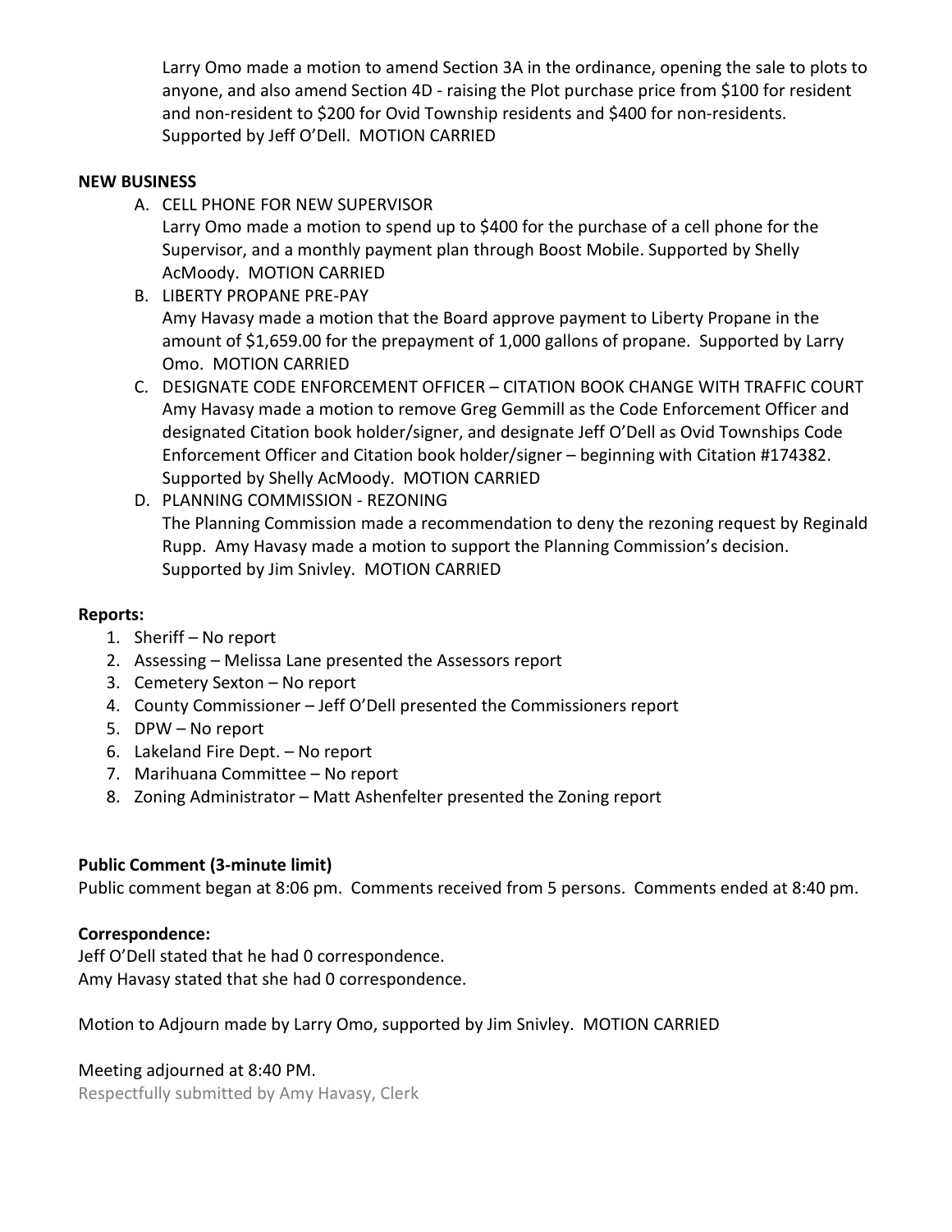Larry Omo made a motion to amend Section 3A in the ordinance, opening the sale to plots to anyone, and also amend Section 4D - raising the Plot purchase price from $100 for resident and non-resident to $200 for Ovid Township residents and $400 for non-residents. Supported by Jeff O'Dell. MOTION CARRIED

**NEW BUSINESS**

A. CELL PHONE FOR NEW SUPERVISOR
   Larry Omo made a motion to spend up to $400 for the purchase of a cell phone for the Supervisor, and a monthly payment plan through Boost Mobile. Supported by Shelly AcMoody. MOTION CARRIED
B. LIBERTY PROPANE PRE-PAY
   Amy Havasy made a motion that the Board approve payment to Liberty Propane in the amount of $1,659.00 for the prepayment of 1,000 gallons of propane. Supported by Larry Omo. MOTION CARRIED
C. DESIGNATE CODE ENFORCEMENT OFFICER – CITATION BOOK CHANGE WITH TRAFFIC COURT
   Amy Havasy made a motion to remove Greg Gemmill as the Code Enforcement Officer and designated Citation book holder/signer, and designate Jeff O'Dell as Ovid Townships Code Enforcement Officer and Citation book holder/signer – beginning with Citation #174382. Supported by Shelly AcMoody. MOTION CARRIED
D. PLANNING COMMISSION - REZONING
   The Planning Commission made a recommendation to deny the rezoning request by Reginald Rupp. Amy Havasy made a motion to support the Planning Commission's decision. Supported by Jim Snivley. MOTION CARRIED

**Reports:**

1. Sheriff – No report
2. Assessing – Melissa Lane presented the Assessors report
3. Cemetery Sexton – No report
4. County Commissioner – Jeff O'Dell presented the Commissioners report
5. DPW – No report
6. Lakeland Fire Dept. – No report
7. Marihuana Committee – No report
8. Zoning Administrator – Matt Ashenfelter presented the Zoning report

**Public Comment (3-minute limit)**

Public comment began at 8:06 pm. Comments received from 5 persons. Comments ended at 8:40 pm.

**Correspondence:**

Jeff O'Dell stated that he had 0 correspondence.
Amy Havasy stated that she had 0 correspondence.

Motion to Adjourn made by Larry Omo, supported by Jim Snivley. MOTION CARRIED

Meeting adjourned at 8:40 PM.
Respectfully submitted by Amy Havasy, Clerk